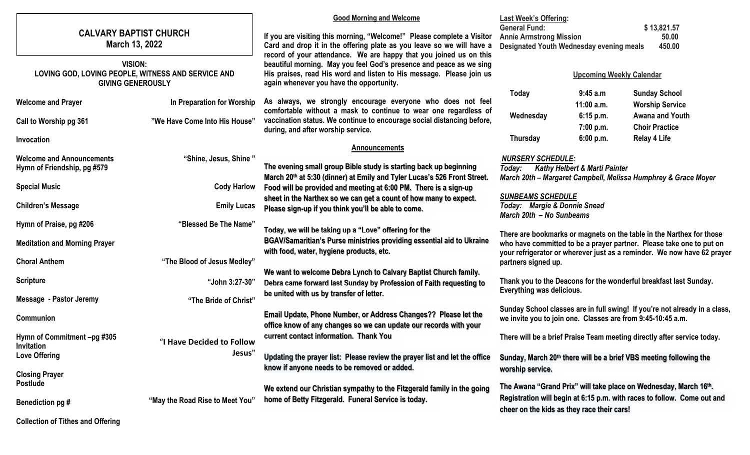# CALVARY BAPTIST CHURCH
## March 13, 2022

**VISION:**
**LOVING GOD, LOVING PEOPLE, WITNESS AND SERVICE AND GIVING GENEROUSLY**

| | |
|---|---|
| **Welcome and Prayer** | **In Preparation for Worship** |
| **Call to Worship pg 361** | **"We Have Come Into His House"** |
| **Invocation** | |
| **Welcome and Announcements** | **"Shine, Jesus, Shine"** |
| **Hymn of Friendship, pg #579** | |
| **Special Music** | **Cody Harlow** |
| **Children's Message** | **Emily Lucas** |
| **Hymn of Praise, pg #206** | **"Blessed Be The Name"** |
| **Meditation and Morning Prayer** | |
| **Choral Anthem** | **"The Blood of Jesus Medley"** |
| **Scripture** | **"John 3:27-30"** |
| **Message - Pastor Jeremy** | **"The Bride of Christ"** |
| **Communion** | |
| **Hymn of Commitment –pg #305** | **"I Have Decided to Follow Jesus"** |
| **Invitation** | |
| **Love Offering** | |
| **Closing Prayer** | |
| **Postlude** | |
| **Benediction pg #** | **"May the Road Rise to Meet You"** |
| **Collection of Tithes and Offering** | |

## Good Morning and Welcome

**If you are visiting this morning, "Welcome!" Please complete a Visitor Card and drop it in the offering plate as you leave so we will have a record of your attendance. We are happy that you joined us on this beautiful morning. May you feel God's presence and peace as we sing His praises, read His word and listen to His message. Please join us again whenever you have the opportunity.**

**As always, we strongly encourage everyone who does not feel comfortable without a mask to continue to wear one regardless of vaccination status. We continue to encourage social distancing before, during, and after worship service.**

## Announcements

**The evening small group Bible study is starting back up beginning March 20th at 5:30 (dinner) at Emily and Tyler Lucas's 526 Front Street. Food will be provided and meeting at 6:00 PM. There is a sign-up sheet in the Narthex so we can get a count of how many to expect. Please sign-up if you think you'll be able to come.**

**Today, we will be taking up a "Love" offering for the BGAV/Samaritian's Purse ministries providing essential aid to Ukraine with food, water, hygiene products, etc.**

**We want to welcome Debra Lynch to Calvary Baptist Church family. Debra came forward last Sunday by Profession of Faith requesting to be united with us by transfer of letter.**

**Email Update, Phone Number, or Address Changes?? Please let the office know of any changes so we can update our records with your current contact information. Thank You**

**Updating the prayer list: Please review the prayer list and let the office know if anyone needs to be removed or added.**

**We extend our Christian sympathy to the Fitzgerald family in the going home of Betty Fitzgerald. Funeral Service is today.**

**Last Week's Offering:**

| | |
|---|---|
| **General Fund:** | **$ 13,821.57** |
| **Annie Armstrong Mission** | **50.00** |
| **Designated Youth Wednesday evening meals** | **450.00** |

## Upcoming Weekly Calendar

| | | |
|---|---|---|
| **Today** | **9:45 a.m** | **Sunday School** |
| | **11:00 a.m.** | **Worship Service** |
| **Wednesday** | **6:15 p.m.** | **Awana and Youth** |
| | **7:00 p.m.** | **Choir Practice** |
| **Thursday** | **6:00 p.m.** | **Relay 4 Life** |

***NURSERY SCHEDULE:***
***Today: Kathy Helbert & Marti Painter***
***March 20th – Margaret Campbell, Melissa Humphrey & Grace Moyer***

***SUNBEAMS SCHEDULE***
***Today: Margie & Donnie Snead***
***March 20th – No Sunbeams***

**There are bookmarks or magnets on the table in the Narthex for those who have committed to be a prayer partner. Please take one to put on your refrigerator or wherever just as a reminder. We now have 62 prayer partners signed up.**

**Thank you to the Deacons for the wonderful breakfast last Sunday. Everything was delicious.**

**Sunday School classes are in full swing! If you're not already in a class, we invite you to join one. Classes are from 9:45-10:45 a.m.**

**There will be a brief Praise Team meeting directly after service today.**

**Sunday, March 20th there will be a brief VBS meeting following the worship service.**

**The Awana "Grand Prix" will take place on Wednesday, March 16th. Registration will begin at 6:15 p.m. with races to follow. Come out and cheer on the kids as they race their cars!**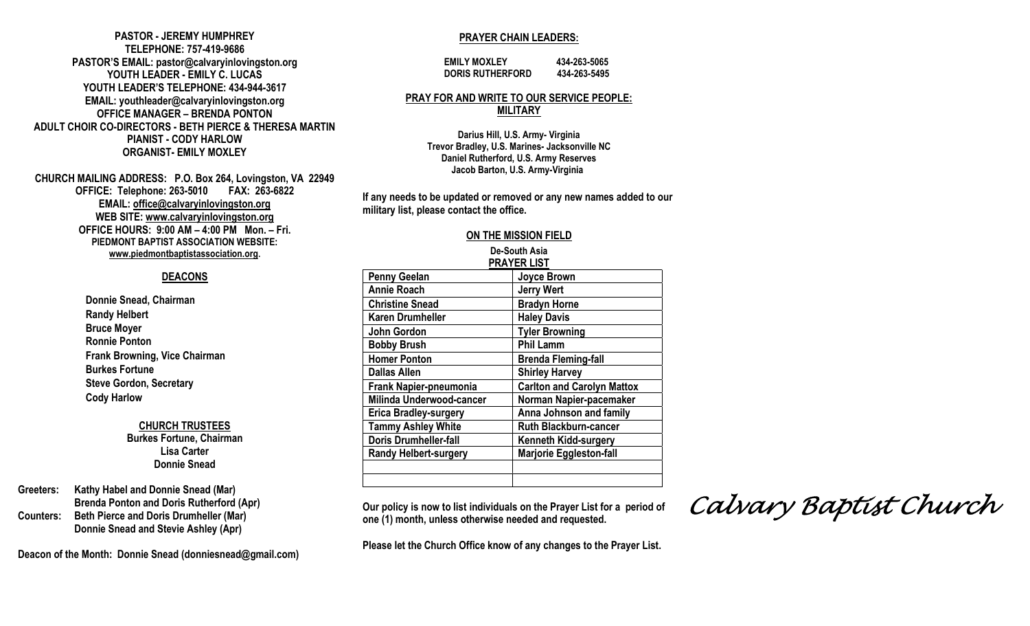**PASTOR - JEREMY HUMPHREY**
**TELEPHONE: 757-419-9686**
**PASTOR'S EMAIL: pastor@calvaryinlovingston.org**
**YOUTH LEADER - EMILY C. LUCAS**
**YOUTH LEADER'S TELEPHONE: 434-944-3617**
**EMAIL: youthleader@calvaryinlovingston.org**
**OFFICE MANAGER – BRENDA PONTON**
**ADULT CHOIR CO-DIRECTORS - BETH PIERCE & THERESA MARTIN**
**PIANIST - CODY HARLOW**
**ORGANIST- EMILY MOXLEY**

**CHURCH MAILING ADDRESS: P.O. Box 264, Lovingston, VA 22949**
**OFFICE: Telephone: 263-5010 FAX: 263-6822**
**EMAIL: office@calvaryinlovingston.org**
**WEB SITE: www.calvaryinlovingston.org**
**OFFICE HOURS: 9:00 AM – 4:00 PM Mon. – Fri.**
**PIEDMONT BAPTIST ASSOCIATION WEBSITE:**
**www.piedmontbaptistassociation.org.**

## DEACONS

Donnie Snead, Chairman
Randy Helbert
Bruce Moyer
Ronnie Ponton
Frank Browning, Vice Chairman
Burkes Fortune
Steve Gordon, Secretary
Cody Harlow

## CHURCH TRUSTEES

Burkes Fortune, Chairman
Lisa Carter
Donnie Snead

**Greeters:** Kathy Habel and Donnie Snead (Mar)
Brenda Ponton and Doris Rutherford (Apr)
**Counters:** Beth Pierce and Doris Drumheller (Mar)
Donnie Snead and Stevie Ashley (Apr)

**Deacon of the Month: Donnie Snead (donniesnead@gmail.com)**

## PRAYER CHAIN LEADERS:

EMILY MOXLEY 434-263-5065
DORIS RUTHERFORD 434-263-5495

## PRAY FOR AND WRITE TO OUR SERVICE PEOPLE: MILITARY

Darius Hill, U.S. Army- Virginia
Trevor Bradley, U.S. Marines- Jacksonville NC
Daniel Rutherford, U.S. Army Reserves
Jacob Barton, U.S. Army-Virginia

**If any needs to be updated or removed or any new names added to our military list, please contact the office.**

## ON THE MISSION FIELD

De-South Asia

## PRAYER LIST

| | |
|---|---|
| Penny Geelan | Joyce Brown |
| Annie Roach | Jerry Wert |
| Christine Snead | Bradyn Horne |
| Karen Drumheller | Haley Davis |
| John Gordon | Tyler Browning |
| Bobby Brush | Phil Lamm |
| Homer Ponton | Brenda Fleming-fall |
| Dallas Allen | Shirley Harvey |
| Frank Napier-pneumonia | Carlton and Carolyn Mattox |
| Milinda Underwood-cancer | Norman Napier-pacemaker |
| Erica Bradley-surgery | Anna Johnson and family |
| Tammy Ashley White | Ruth Blackburn-cancer |
| Doris Drumheller-fall | Kenneth Kidd-surgery |
| Randy Helbert-surgery | Marjorie Eggleston-fall |
| | |
| | |

**Our policy is now to list individuals on the Prayer List for a period of one (1) month, unless otherwise needed and requested.**

**Please let the Church Office know of any changes to the Prayer List.**

# *Calvary Baptist Church*